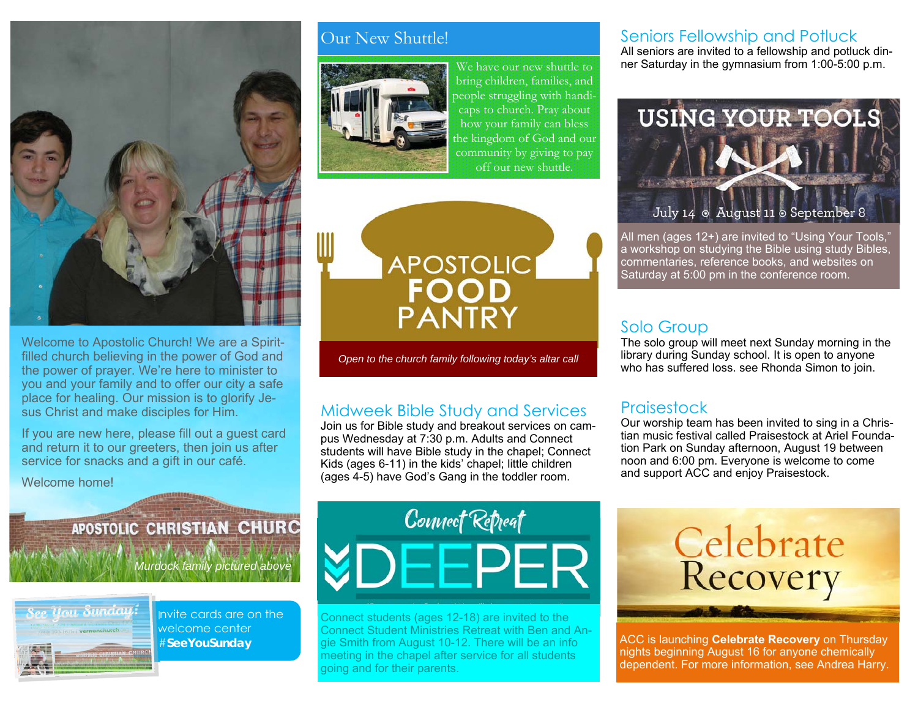Welcome to Apostolic Church! We are a Spirit-filled church believing in the power of God and the power of prayer. We're here to minister to you and your family and to offer our city a safe place for healing. Our mission is to glorify Jesus Christ and make disciples for Him.

If you are new here, please fill out a guest card and return it to our greeters, then join us after service for snacks and a gift in our café.

Welcome home!

APOSTOLIC CHRISTIAN CHURC

*Murdock family pictured above*

See You Sunday!

Invite cards are on the welcome center #**SeeYouSunday**

## Our New Shuttle!

We have our new shuttle to bring children, families, and people struggling with handicaps to church. Pray about how your family can bless the kingdom of God and our community by giving to pay off our new shuttle.

## APOSTOLIC FOOD PANTRY

*Open to the church family following today's altar call*

## Midweek Bible Study and Services

Join us for Bible study and breakout services on campus Wednesday at 7:30 p.m. Adults and Connect students will have Bible study in the chapel; Connect Kids (ages 6-11) in the kids' chapel; little children (ages 4-5) have God's Gang in the toddler room.

## Connect Retreat DEEPER

Connect students (ages 12-18) are invited to the Connect Student Ministries Retreat with Ben and Angie Smith from August 10-12. There will be an info meeting in the chapel after service for all students going and for their parents.

## Seniors Fellowship and Potluck

All seniors are invited to a fellowship and potluck dinner Saturday in the gymnasium from 1:00-5:00 p.m.

## USING YOUR TOOLS

July 14 ⊙ August 11 ⊙ September 8

All men (ages 12+) are invited to "Using Your Tools," a workshop on studying the Bible using study Bibles, commentaries, reference books, and websites on Saturday at 5:00 pm in the conference room.

## Solo Group

The solo group will meet next Sunday morning in the library during Sunday school. It is open to anyone who has suffered loss. see Rhonda Simon to join.

## Praisestock

Our worship team has been invited to sing in a Christian music festival called Praisestock at Ariel Foundation Park on Sunday afternoon, August 19 between noon and 6:00 pm. Everyone is welcome to come and support ACC and enjoy Praisestock.

## Celebrate Recovery

ACC is launching **Celebrate Recovery** on Thursday nights beginning August 16 for anyone chemically dependent. For more information, see Andrea Harry.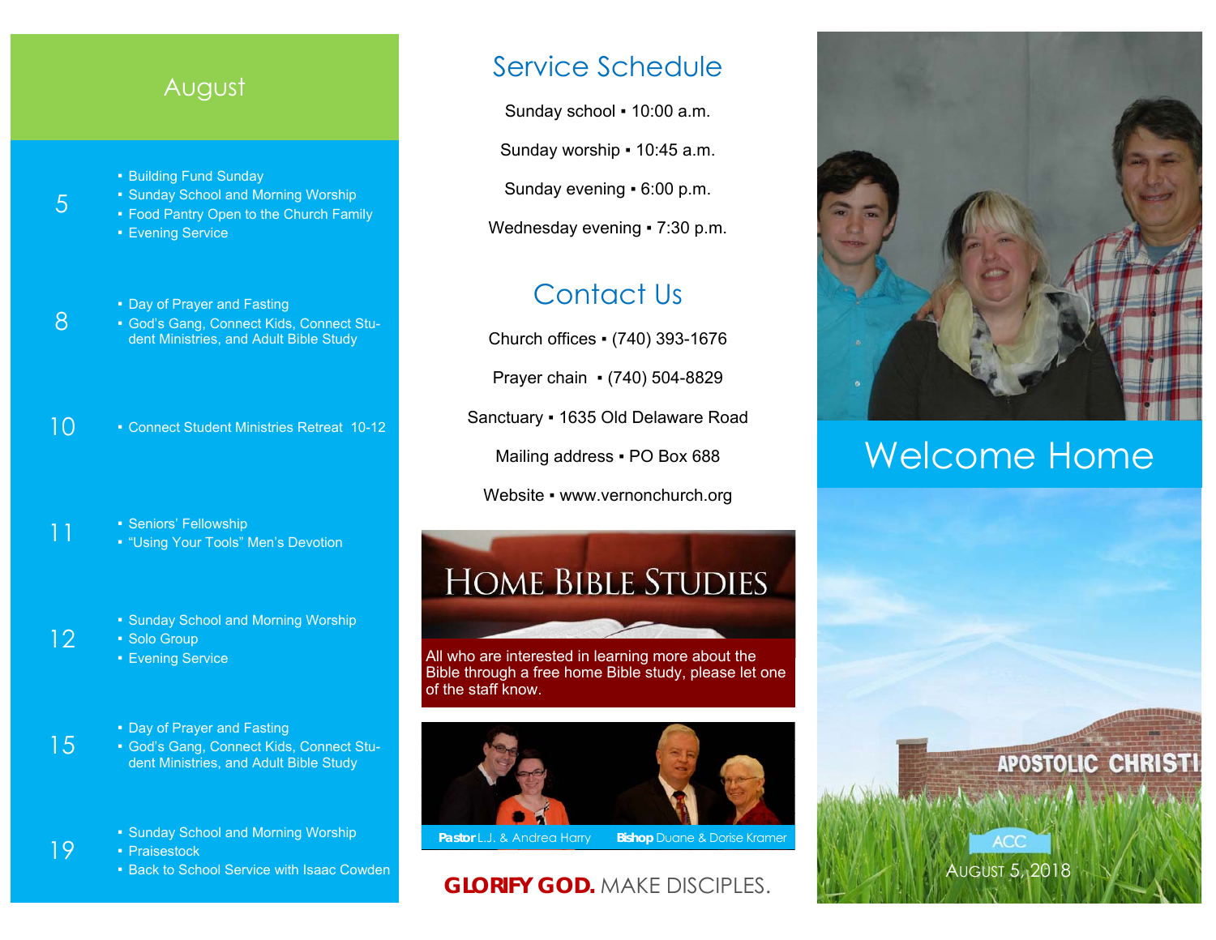## August

**5**
- Building Fund Sunday
- Sunday School and Morning Worship
- Food Pantry Open to the Church Family
- Evening Service

**8**
- Day of Prayer and Fasting
- God's Gang, Connect Kids, Connect Student Ministries, and Adult Bible Study

**10**
- Connect Student Ministries Retreat 10-12

**11**
- Seniors' Fellowship
- "Using Your Tools" Men's Devotion

**12**
- Sunday School and Morning Worship
- Solo Group
- Evening Service

**15**
- Day of Prayer and Fasting
- God's Gang, Connect Kids, Connect Student Ministries, and Adult Bible Study

**19**
- Sunday School and Morning Worship
- Praisestock
- Back to School Service with Isaac Cowden

## Service Schedule

Sunday school ▪ 10:00 a.m.

Sunday worship ▪ 10:45 a.m.

Sunday evening ▪ 6:00 p.m.

Wednesday evening ▪ 7:30 p.m.

## Contact Us

Church offices ▪ (740) 393-1676

Prayer chain ▪ (740) 504-8829

Sanctuary ▪ 1635 Old Delaware Road

Mailing address ▪ PO Box 688

Website ▪ www.vernonchurch.org

## Home Bible Studies

All who are interested in learning more about the Bible through a free home Bible study, please let one of the staff know.

**Pastor** L.J. & Andrea Harry **Bishop** Duane & Dorise Kramer

**GLORIFY GOD.** MAKE DISCIPLES.

# Welcome Home

APOSTOLIC CHRISTI

ACC

August 5, 2018